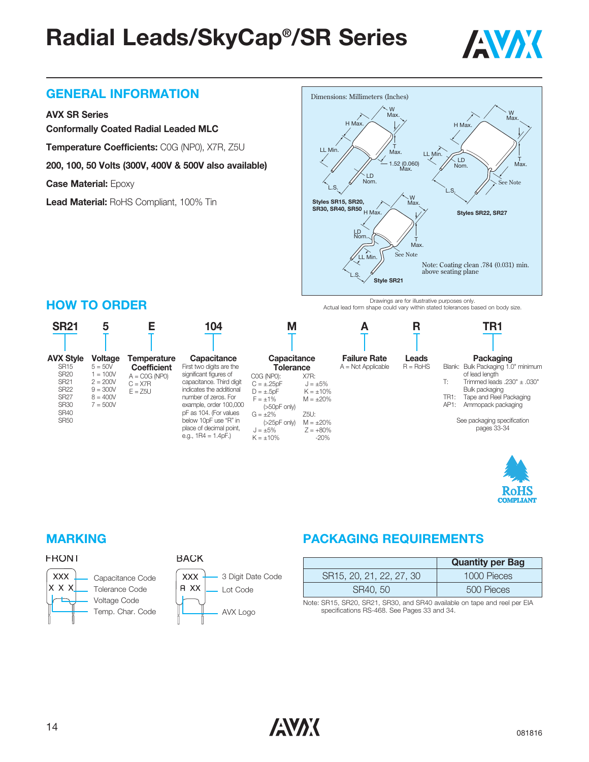# Radial Leads/SkyCap®/SR Series

## GENERAL INFORMATION

**AVX SR Series**

**Conformally Coated Radial Leaded MLC**

**Temperature Coefficients:** C0G (NP0), X7R, Z5U

**200, 100, 50 Volts (300V, 400V & 500V also available)**

**Case Material:** Epoxy

**Lead Material:** RoHS Compliant, 100% Tin

Dimensions: Millimeters (Inches)

Styles SR15, SR20, SR30, SR40, SR50

Styles SR22, SR27

Style SR21

Note: Coating clean .784 (0.031) min. above seating plane

Drawings are for illustrative purposes only.
Actual lead form shape could vary within stated tolerances based on body size.

## HOW TO ORDER

**SR21 5 E 104 M A R TR1**

**AVX Style**
- SR15
- SR20
- SR21
- SR22
- SR27
- SR30
- SR40
- SR50

**Voltage**
- 5 = 50V
- 1 = 100V
- 2 = 200V
- 9 = 300V
- 8 = 400V
- 7 = 500V

**Temperature Coefficient**
- A = C0G (NP0)
- C = X7R
- E = Z5U

**Capacitance**
First two digits are the significant figures of capacitance. Third digit indicates the additional number of zeros. For example, order 100,000 pF as 104. (For values below 10pF use "R" in place of decimal point, e.g., 1R4 = 1.4pF.)

**Capacitance Tolerance**

C0G (NP0):
- C = ±.25pF
- D = ±.5pF
- F = ±1% (>50pF only)
- G = ±2% (>25pF only)
- J = ±5%
- K = ±10%

X7R:
- J = ±5%
- K = ±10%
- M = ±20%

Z5U:
- M = ±20%
- Z = +80% -20%

**Failure Rate**
- A = Not Applicable

**Leads**
- R = RoHS

**Packaging**
- Blank: Bulk Packaging 1.0" minimum of lead length
- T: Trimmed leads .230" ± .030" Bulk packaging
- TR1: Tape and Reel Packaging
- AP1: Ammopack packaging

See packaging specification pages 33-34

RoHS COMPLIANT

## MARKING

**FRONT**
- XXX — Capacitance Code
- X — Tolerance Code
- X — Voltage Code
- X — Temp. Char. Code

**BACK**
- XXX — 3 Digit Date Code
- XX — Lot Code
- AVX Logo

## PACKAGING REQUIREMENTS

| | Quantity per Bag |
|---|---|
| SR15, 20, 21, 22, 27, 30 | 1000 Pieces |
| SR40, 50 | 500 Pieces |

Note: SR15, SR20, SR21, SR30, and SR40 available on tape and reel per EIA specifications RS-468. See Pages 33 and 34.

081816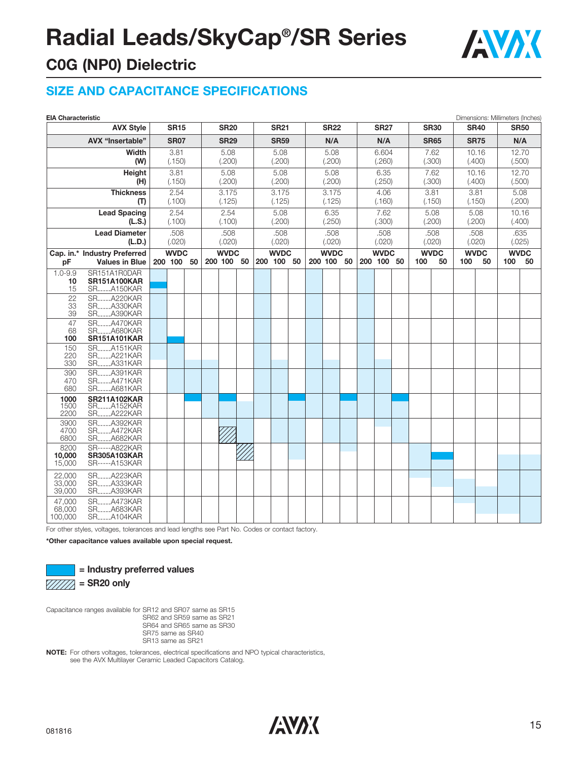# Radial Leads/SkyCap®/SR Series

## C0G (NP0) Dielectric

### SIZE AND CAPACITANCE SPECIFICATIONS

**EIA Characteristic** — Dimensions: Millimeters (Inches)

| AVX Style | SR15 | SR20 | SR21 | SR22 | SR27 | SR30 | SR40 | SR50 |
|---|---|---|---|---|---|---|---|---|
| AVX "Insertable" | SR07 | SR29 | SR59 | N/A | N/A | SR65 | SR75 | N/A |
| Width (W) | 3.81 (.150) | 5.08 (.200) | 5.08 (.200) | 5.08 (.200) | 6.604 (.260) | 7.62 (.300) | 10.16 (.400) | 12.70 (.500) |
| Height (H) | 3.81 (.150) | 5.08 (.200) | 5.08 (.200) | 5.08 (.200) | 6.35 (.250) | 7.62 (.300) | 10.16 (.400) | 12.70 (.500) |
| Thickness (T) | 2.54 (.100) | 3.175 (.125) | 3.175 (.125) | 3.175 (.125) | 4.06 (.160) | 3.81 (.150) | 3.81 (.150) | 5.08 (.200) |
| Lead Spacing (L.S.) | 2.54 (.100) | 2.54 (.100) | 5.08 (.200) | 6.35 (.250) | 7.62 (.300) | 5.08 (.200) | 5.08 (.200) | 10.16 (.400) |
| Lead Diameter (L.D.) | .508 (.020) | .508 (.020) | .508 (.020) | .508 (.020) | .508 (.020) | .508 (.020) | .508 (.020) | .635 (.025) |
| Cap. in.* pF / Industry Preferred Values in Blue | WVDC 200 100 50 | WVDC 200 100 50 | WVDC 200 100 50 | WVDC 200 100 50 | WVDC 200 100 50 | WVDC 100 50 | WVDC 100 50 | WVDC 100 50 |

| Cap. in.* pF | Industry Preferred Values |
|---|---|
| 1.0-9.9 | SR151A1R0DAR |
| **10** | **SR151A100KAR** |
| 15 | SR____A150KAR |
| 22 | SR____A220KAR |
| 33 | SR____A330KAR |
| 39 | SR____A390KAR |
| 47 | SR____A470KAR |
| 68 | SR____A680KAR |
| **100** | **SR151A101KAR** |
| 150 | SR____A151KAR |
| 220 | SR____A221KAR |
| 330 | SR____A331KAR |
| 390 | SR____A391KAR |
| 470 | SR____A471KAR |
| 680 | SR____A681KAR |
| **1000** | **SR211A102KAR** |
| 1500 | SR____A152KAR |
| 2200 | SR____A222KAR |
| 3900 | SR____A392KAR |
| 4700 | SR____A472KAR |
| 6800 | SR____A682KAR |
| 8200 | SR-----A822KAR |
| **10,000** | **SR305A103KAR** |
| 15,000 | SR-----A153KAR |
| 22,000 | SR____A223KAR |
| 33,000 | SR____A333KAR |
| 39,000 | SR____A393KAR |
| 47,000 | SR____A473KAR |
| 68,000 | SR____A683KAR |
| 100,000 | SR____A104KAR |

For other styles, voltages, tolerances and lead lengths see Part No. Codes or contact factory.

**\*Other capacitance values available upon special request.**

**= Industry preferred values**

**= SR20 only**

Capacitance ranges available for SR12 and SR07 same as SR15
SR62 and SR59 same as SR21
SR64 and SR65 same as SR30
SR75 same as SR40
SR13 same as SR21

**NOTE:** For others voltages, tolerances, electrical specifications and NPO typical characteristics, see the AVX Multilayer Ceramic Leaded Capacitors Catalog.

081816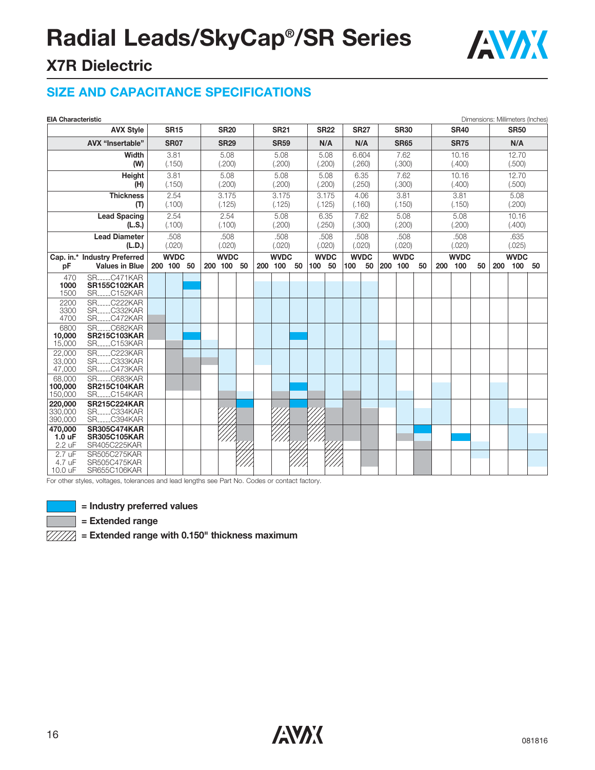# Radial Leads/SkyCap®/SR Series

## X7R Dielectric

## SIZE AND CAPACITANCE SPECIFICATIONS

**EIA Characteristic** — Dimensions: Millimeters (Inches)

| AVX Style | SR15 | SR20 | SR21 | SR22 | SR27 | SR30 | SR40 | SR50 |
|---|---|---|---|---|---|---|---|---|
| **AVX "Insertable"** | **SR07** | **SR29** | **SR59** | **N/A** | **N/A** | **SR65** | **SR75** | **N/A** |
| **Width (W)** | 3.81 (.150) | 5.08 (.200) | 5.08 (.200) | 5.08 (.200) | 6.604 (.260) | 7.62 (.300) | 10.16 (.400) | 12.70 (.500) |
| **Height (H)** | 3.81 (.150) | 5.08 (.200) | 5.08 (.200) | 5.08 (.200) | 6.35 (.250) | 7.62 (.300) | 10.16 (.400) | 12.70 (.500) |
| **Thickness (T)** | 2.54 (.100) | 3.175 (.125) | 3.175 (.125) | 3.175 (.125) | 4.06 (.160) | 3.81 (.150) | 3.81 (.150) | 5.08 (.200) |
| **Lead Spacing (L.S.)** | 2.54 (.100) | 2.54 (.100) | 5.08 (.200) | 6.35 (.250) | 7.62 (.300) | 5.08 (.200) | 5.08 (.200) | 10.16 (.400) |
| **Lead Diameter (L.D.)** | .508 (.020) | .508 (.020) | .508 (.020) | .508 (.020) | .508 (.020) | .508 (.020) | .508 (.020) | .635 (.025) |
| **WVDC** | 200 / 100 / 50 | 200 / 100 / 50 | 200 / 100 / 50 | 100 / 50 | 100 / 50 | 200 / 100 / 50 | 200 / 100 / 50 | 200 / 100 / 50 |

| Cap. in.* pF | Industry Preferred Values in Blue |
|---|---|
| 470 | SR____C471KAR |
| **1000** | **SR155C102KAR** |
| 1500 | SR____C152KAR |
| 2200 | SR____C222KAR |
| 3300 | SR____C332KAR |
| 4700 | SR____C472KAR |
| 6800 | SR____C682KAR |
| **10,000** | **SR215C103KAR** |
| 15,000 | SR____C153KAR |
| 22,000 | SR____C223KAR |
| 33,000 | SR____C333KAR |
| 47,000 | SR____C473KAR |
| 68,000 | SR____C683KAR |
| **100,000** | **SR215C104KAR** |
| 150,000 | SR____C154KAR |
| **220,000** | **SR215C224KAR** |
| 330,000 | SR____C334KAR |
| 390,000 | SR____C394KAR |
| **470,000** | **SR305C474KAR** |
| **1.0 uF** | **SR305C105KAR** |
| 2.2 uF | SR405C225KAR |
| 2.7 uF | SR505C275KAR |
| 4.7 uF | SR505C475KAR |
| 10.0 uF | SR655C106KAR |

For other styles, voltages, tolerances and lead lengths see Part No. Codes or contact factory.

= Industry preferred values (blue)

= Extended range (gray)

= Extended range with 0.150" thickness maximum (hatched)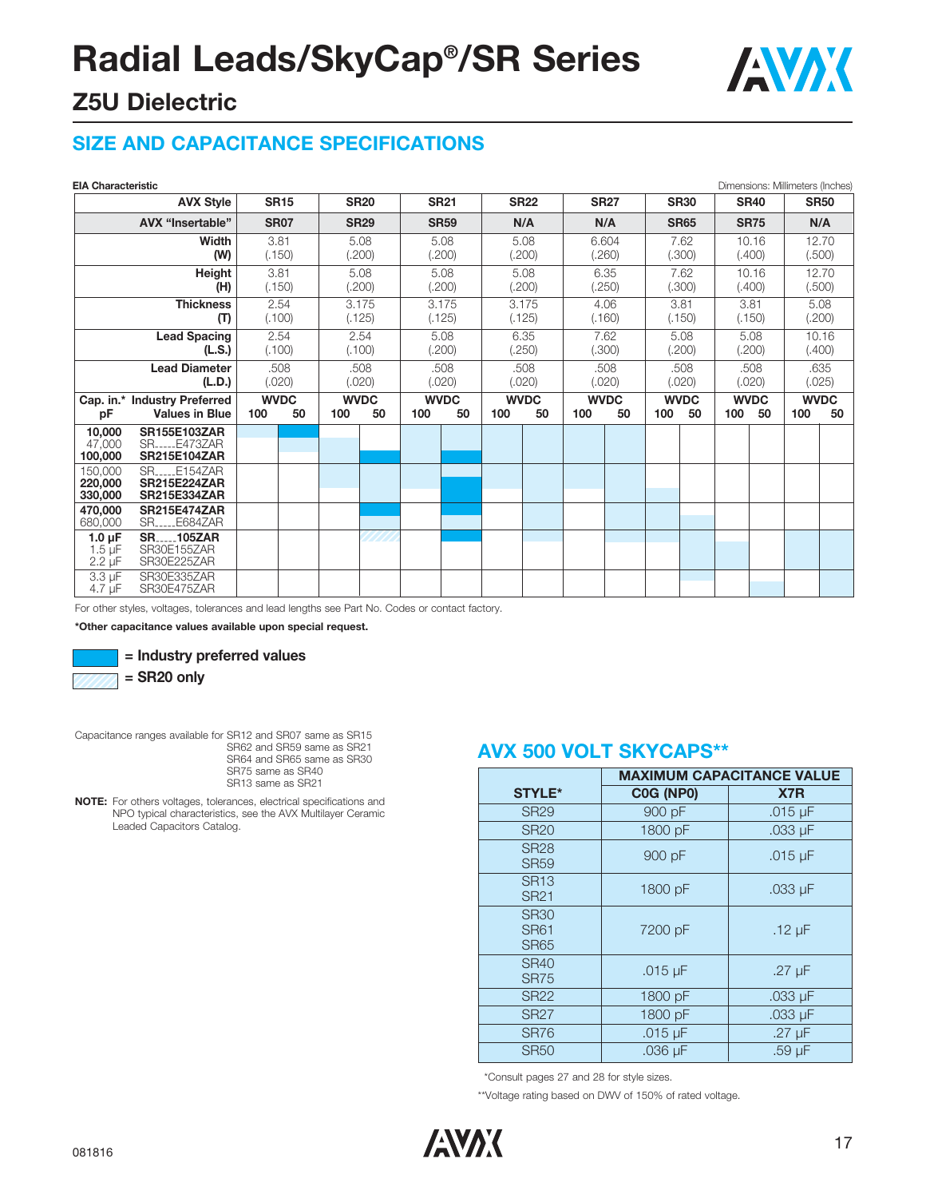# Radial Leads/SkyCap®/SR Series

## Z5U Dielectric

## SIZE AND CAPACITANCE SPECIFICATIONS

**EIA Characteristic** — Dimensions: Millimeters (Inches)

| AVX Style | SR15 | SR20 | SR21 | SR22 | SR27 | SR30 | SR40 | SR50 |
|---|---|---|---|---|---|---|---|---|
| AVX "Insertable" | SR07 | SR29 | SR59 | N/A | N/A | SR65 | SR75 | N/A |
| Width (W) | 3.81 (.150) | 5.08 (.200) | 5.08 (.200) | 5.08 (.200) | 6.604 (.260) | 7.62 (.300) | 10.16 (.400) | 12.70 (.500) |
| Height (H) | 3.81 (.150) | 5.08 (.200) | 5.08 (.200) | 5.08 (.200) | 6.35 (.250) | 7.62 (.300) | 10.16 (.400) | 12.70 (.500) |
| Thickness (T) | 2.54 (.100) | 3.175 (.125) | 3.175 (.125) | 3.175 (.125) | 4.06 (.160) | 3.81 (.150) | 3.81 (.150) | 5.08 (.200) |
| Lead Spacing (L.S.) | 2.54 (.100) | 2.54 (.100) | 5.08 (.200) | 6.35 (.250) | 7.62 (.300) | 5.08 (.200) | 5.08 (.200) | 10.16 (.400) |
| Lead Diameter (L.D.) | .508 (.020) | .508 (.020) | .508 (.020) | .508 (.020) | .508 (.020) | .508 (.020) | .508 (.020) | .635 (.025) |

| Cap. in.* pF | Industry Preferred Values in Blue | SR15 WVDC 100 | SR15 WVDC 50 | SR20 WVDC 100 | SR20 WVDC 50 | SR21 WVDC 100 | SR21 WVDC 50 | SR22 WVDC 100 | SR22 WVDC 50 | SR27 WVDC 100 | SR27 WVDC 50 | SR30 WVDC 100 | SR30 WVDC 50 | SR40 WVDC 100 | SR40 WVDC 50 | SR50 WVDC 100 | SR50 WVDC 50 |
|---|---|---|---|---|---|---|---|---|---|---|---|---|---|---|---|---|---|
| **10,000** | **SR155E103ZAR** | | | | | | | | | | | | | | | | |
| 47,000 | SR_ _ _ _E473ZAR | | | | | | | | | | | | | | | | |
| **100,000** | **SR215E104ZAR** | | | | | | | | | | | | | | | | |
| 150,000 | SR_ _ _ _E154ZAR | | | | | | | | | | | | | | | | |
| **220,000** | **SR215E224ZAR** | | | | | | | | | | | | | | | | |
| **330,000** | **SR215E334ZAR** | | | | | | | | | | | | | | | | |
| **470,000** | **SR215E474ZAR** | | | | | | | | | | | | | | | | |
| 680,000 | SR_ _ _ _E684ZAR | | | | | | | | | | | | | | | | |
| **1.0 µF** | **SR_ _ _ _105ZAR** | | | | | | | | | | | | | | | | |
| 1.5 µF | SR30E155ZAR | | | | | | | | | | | | | | | | |
| 2.2 µF | SR30E225ZAR | | | | | | | | | | | | | | | | |
| 3.3 µF | SR30E335ZAR | | | | | | | | | | | | | | | | |
| 4.7 µF | SR30E475ZAR | | | | | | | | | | | | | | | | |

For other styles, voltages, tolerances and lead lengths see Part No. Codes or contact factory.

**\*Other capacitance values available upon special request.**

**= Industry preferred values**

**= SR20 only**

Capacitance ranges available for SR12 and SR07 same as SR15
SR62 and SR59 same as SR21
SR64 and SR65 same as SR30
SR75 same as SR40
SR13 same as SR21

**NOTE:** For others voltages, tolerances, electrical specifications and NPO typical characteristics, see the AVX Multilayer Ceramic Leaded Capacitors Catalog.

## AVX 500 VOLT SKYCAPS**

| STYLE* | MAXIMUM CAPACITANCE VALUE C0G (NP0) | MAXIMUM CAPACITANCE VALUE X7R |
|---|---|---|
| SR29 | 900 pF | .015 µF |
| SR20 | 1800 pF | .033 µF |
| SR28, SR59 | 900 pF | .015 µF |
| SR13, SR21 | 1800 pF | .033 µF |
| SR30, SR61, SR65 | 7200 pF | .12 µF |
| SR40, SR75 | .015 µF | .27 µF |
| SR22 | 1800 pF | .033 µF |
| SR27 | 1800 pF | .033 µF |
| SR76 | .015 µF | .27 µF |
| SR50 | .036 µF | .59 µF |

*Consult pages 27 and 28 for style sizes.

**Voltage rating based on DWV of 150% of rated voltage.

081816